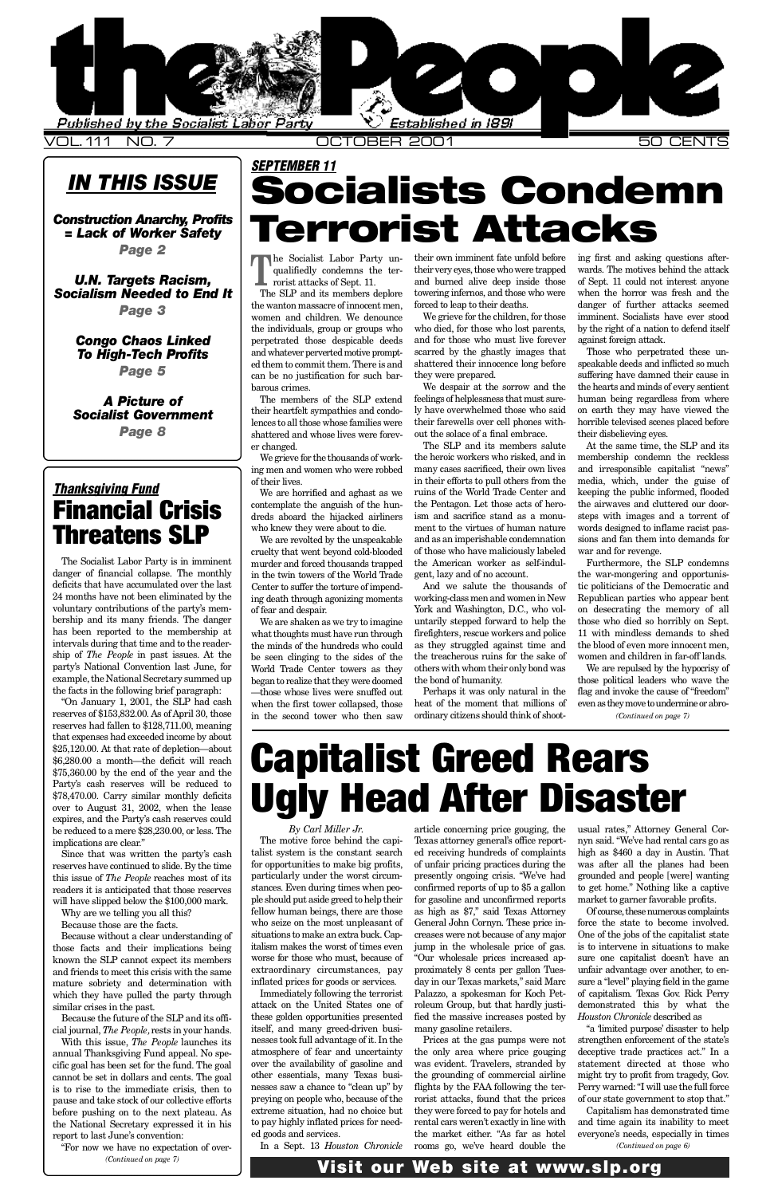# the People

*Published by the Socialist Labor Party* — *Established in 1891*

VOL. 111 NO. 7 — OCTOBER 2001 — 50 CENTS

## IN THIS ISSUE

***Construction Anarchy, Profits = Lack of Worker Safety***
**Page 2**

***U.N. Targets Racism, Socialism Needed to End It***
**Page 3**

***Congo Chaos Linked To High-Tech Profits***
**Page 5**

***A Picture of Socialist Government***
**Page 8**

***SEPTEMBER 11***

# Socialists Condemn Terrorist Attacks

The Socialist Labor Party unqualifiedly condemns the terrorist attacks of Sept. 11.

The SLP and its members deplore the wanton massacre of innocent men, women and children. We denounce the individuals, group or groups who perpetrated those despicable deeds and whatever perverted motive prompted them to commit them. There is and can be no justification for such barbarous crimes.

The members of the SLP extend their heartfelt sympathies and condolences to all those whose families were shattered and whose lives were forever changed.

We grieve for the thousands of working men and women who were robbed of their lives.

We are horrified and aghast as we contemplate the anguish of the hundreds aboard the hijacked airliners who knew they were about to die.

We are revolted by the unspeakable cruelty that went beyond cold-blooded murder and forced thousands trapped in the twin towers of the World Trade Center to suffer the torture of impending death through agonizing moments of fear and despair.

We are shaken as we try to imagine what thoughts must have run through the minds of the hundreds who could be seen clinging to the sides of the World Trade Center towers as they began to realize that they were doomed—those whose lives were snuffed out when the first tower collapsed, those in the second tower who then saw their own imminent fate unfold before their very eyes, those who were trapped and burned alive deep inside those towering infernos, and those who were forced to leap to their deaths.

We grieve for the children, for those who died, for those who lost parents, and for those who must live forever scarred by the ghastly images that shattered their innocence long before they were prepared.

We despair at the sorrow and the feelings of helplessness that must surely have overwhelmed those who said their farewells over cell phones without the solace of a final embrace.

The SLP and its members salute the heroic workers who risked, and in many cases sacrificed, their own lives in their efforts to pull others from the ruins of the World Trade Center and the Pentagon. Let those acts of heroism and sacrifice stand as a monument to the virtues of human nature and as an imperishable condemnation of those who have maliciously labeled the American worker as self-indulgent, lazy and of no account.

And we salute the thousands of working-class men and women in New York and Washington, D.C., who voluntarily stepped forward to help the firefighters, rescue workers and police as they struggled against time and the treacherous ruins for the sake of others with whom their only bond was the bond of humanity.

Perhaps it was only natural in the heat of the moment that millions of ordinary citizens should think of shooting first and asking questions afterwards. The motives behind the attack of Sept. 11 could not interest anyone when the horror was fresh and the danger of further attacks seemed imminent. Socialists have ever stood by the right of a nation to defend itself against foreign attack.

Those who perpetrated these unspeakable deeds and inflicted so much suffering have damned their cause in the hearts and minds of every sentient human being regardless from where on earth they may have viewed the horrible televised scenes placed before their disbelieving eyes.

At the same time, the SLP and its membership condemn the reckless and irresponsible capitalist "news" media, which, under the guise of keeping the public informed, flooded the airwaves and cluttered our doorsteps with images and a torrent of words designed to inflame racist passions and fan them into demands for war and for revenge.

Furthermore, the SLP condemns the war-mongering and opportunistic politicians of the Democratic and Republican parties who appear bent on desecrating the memory of all those who died so horribly on Sept. 11 with mindless demands to shed the blood of even more innocent men, women and children in far-off lands.

We are repulsed by the hypocrisy of those political leaders who wave the flag and invoke the cause of "freedom" even as they move to undermine or abro-

*(Continued on page 7)*

***Thanksgiving Fund***

# Financial Crisis Threatens SLP

The Socialist Labor Party is in imminent danger of financial collapse. The monthly deficits that have accumulated over the last 24 months have not been eliminated by the voluntary contributions of the party's membership and its many friends. The danger has been reported to the membership at intervals during that time and to the readership of *The People* in past issues. At the party's National Convention last June, for example, the National Secretary summed up the facts in the following brief paragraph:

"On January 1, 2001, the SLP had cash reserves of $153,832.00. As of April 30, those reserves had fallen to $128,711.00, meaning that expenses had exceeded income by about $25,120.00. At that rate of depletion—about $6,280.00 a month—the deficit will reach $75,360.00 by the end of the year and the Party's cash reserves will be reduced to $78,470.00. Carry similar monthly deficits over to August 31, 2002, when the lease expires, and the Party's cash reserves could be reduced to a mere $28,230.00, or less. The implications are clear."

Since that was written the party's cash reserves have continued to slide. By the time this issue of *The People* reaches most of its readers it is anticipated that those reserves will have slipped below the $100,000 mark.

Why are we telling you all this?

Because those are the facts.

Because without a clear understanding of those facts and their implications being known the SLP cannot expect its members and friends to meet this crisis with the same mature sobriety and determination with which they have pulled the party through similar crises in the past.

Because the future of the SLP and its official journal, *The People*, rests in your hands.

With this issue, *The People* launches its annual Thanksgiving Fund appeal. No specific goal has been set for the fund. The goal cannot be set in dollars and cents. The goal is to rise to the immediate crisis, then to pause and take stock of our collective efforts before pushing on to the next plateau. As the National Secretary expressed it in his report to last June's convention:

"For now we have no expectation of over-

*(Continued on page 7)*

# Capitalist Greed Rears Ugly Head After Disaster

*By Carl Miller Jr.*

The motive force behind the capitalist system is the constant search for opportunities to make big profits, particularly under the worst circumstances. Even during times when people should put aside greed to help their fellow human beings, there are those who seize on the most unpleasant of situations to make an extra buck. Capitalism makes the worst of times even worse for those who must, because of extraordinary circumstances, pay inflated prices for goods or services.

Immediately following the terrorist attack on the United States one of these golden opportunities presented itself, and many greed-driven businesses took full advantage of it. In the atmosphere of fear and uncertainty over the availability of gasoline and other essentials, many Texas businesses saw a chance to "clean up" by preying on people who, because of the extreme situation, had no choice but to pay highly inflated prices for needed goods and services.

In a Sept. 13 *Houston Chronicle* article concerning price gouging, the Texas attorney general's office reported receiving hundreds of complaints of unfair pricing practices during the presently ongoing crisis. "We've had confirmed reports of up to $5 a gallon for gasoline and unconfirmed reports as high as $7," said Texas Attorney General John Cornyn. These price increases were not because of any major jump in the wholesale price of gas. "Our wholesale prices increased approximately 8 cents per gallon Tuesday in our Texas markets," said Marc Palazzo, a spokesman for Koch Petroleum Group, but that hardly justified the massive increases posted by many gasoline retailers.

Prices at the gas pumps were not the only area where price gouging was evident. Travelers, stranded by the grounding of commercial airline flights by the FAA following the terrorist attacks, found that the prices they were forced to pay for hotels and rental cars weren't exactly in line with the market either. "As far as hotel rooms go, we've heard double the usual rates," Attorney General Cornyn said. "We've had rental cars go as high as $460 a day in Austin. That was after all the planes had been grounded and people [were] wanting to get home." Nothing like a captive market to garner favorable profits.

Of course, these numerous complaints force the state to become involved. One of the jobs of the capitalist state is to intervene in situations to make sure one capitalist doesn't have an unfair advantage over another, to ensure a "level" playing field in the game of capitalism. Texas Gov. Rick Perry demonstrated this by what the *Houston Chronicle* described as

"a 'limited purpose' disaster to help strengthen enforcement of the state's deceptive trade practices act." In a statement directed at those who might try to profit from tragedy, Gov. Perry warned: "I will use the full force of our state government to stop that."

Capitalism has demonstrated time and time again its inability to meet everyone's needs, especially in times

*(Continued on page 6)*

**Visit our Web site at www.slp.org**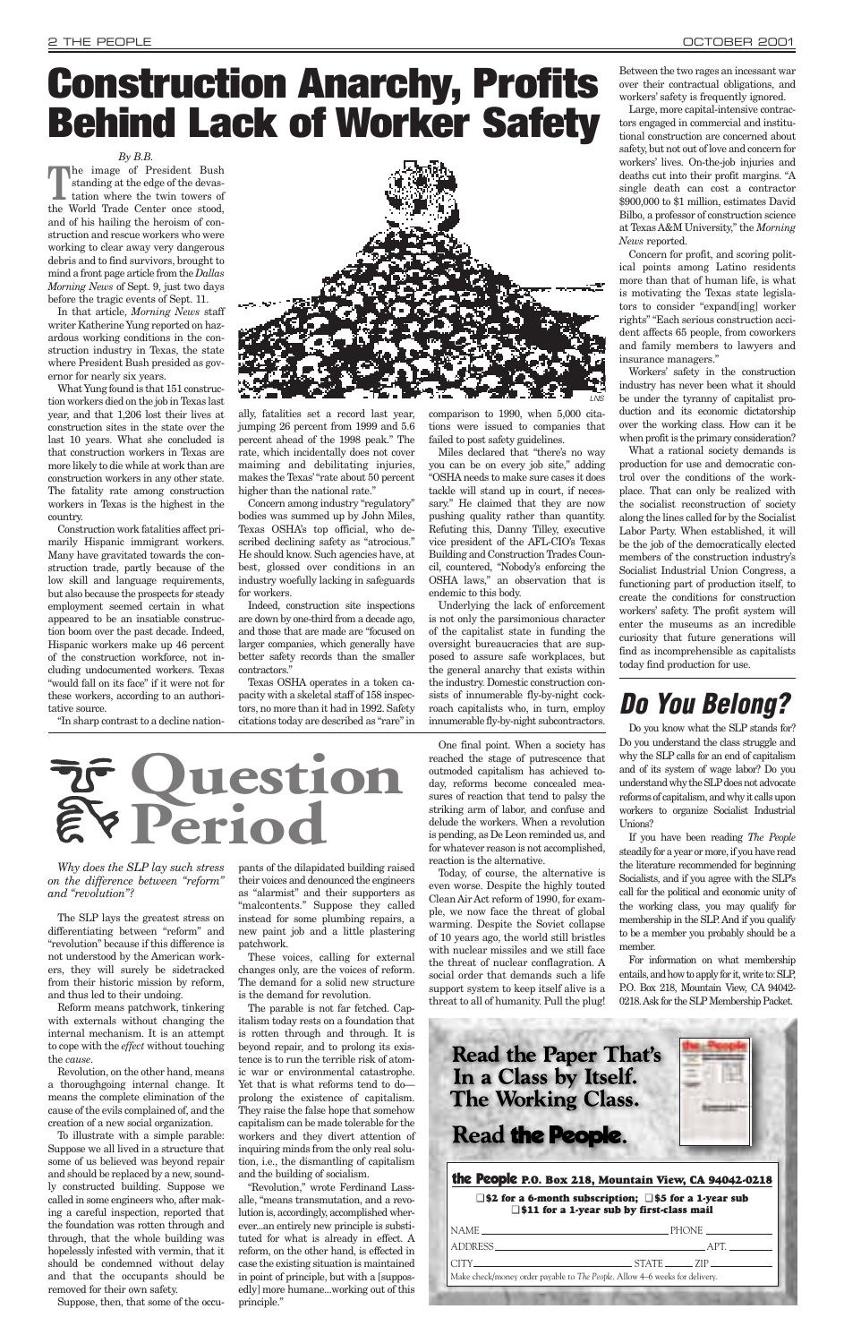# Construction Anarchy, Profits Behind Lack of Worker Safety

*By B.B.*

The image of President Bush standing at the edge of the devastation where the twin towers of the World Trade Center once stood, and of his hailing the heroism of construction and rescue workers who were working to clear away very dangerous debris and to find survivors, brought to mind a front page article from the *Dallas Morning News* of Sept. 9, just two days before the tragic events of Sept. 11.

In that article, *Morning News* staff writer Katherine Yung reported on hazardous working conditions in the construction industry in Texas, the state where President Bush presided as governor for nearly six years.

What Yung found is that 151 construction workers died on the job in Texas last year, and that 1,206 lost their lives at construction sites in the state over the last 10 years. What she concluded is that construction workers in Texas are more likely to die while at work than are construction workers in any other state. The fatality rate among construction workers in Texas is the highest in the country.

Construction work fatalities affect primarily Hispanic immigrant workers. Many have gravitated towards the construction trade, partly because of the low skill and language requirements, but also because the prospects for steady employment seemed certain in what appeared to be an insatiable construction boom over the past decade. Indeed, Hispanic workers make up 46 percent of the construction workforce, not including undocumented workers. Texas "would fall on its face" if it were not for these workers, according to an authoritative source.

"In sharp contrast to a decline nationally, fatalities set a record last year, jumping 26 percent from 1999 and 5.6 percent ahead of the 1998 peak." The rate, which incidentally does not cover maiming and debilitating injuries, makes the Texas' "rate about 50 percent higher than the national rate."

Concern among industry "regulatory" bodies was summed up by John Miles, Texas OSHA's top official, who described declining safety as "atrocious." He should know. Such agencies have, at best, glossed over conditions in an industry woefully lacking in safeguards for workers.

Indeed, construction site inspections are down by one-third from a decade ago, and those that are made are "focused on larger companies, which generally have better safety records than the smaller contractors."

Texas OSHA operates in a token capacity with a skeletal staff of 158 inspectors, no more than it had in 1992. Safety citations today are described as "rare" in comparison to 1990, when 5,000 citations were issued to companies that failed to post safety guidelines.

Miles declared that "there's no way you can be on every job site," adding "OSHA needs to make sure cases it does tackle will stand up in court, if necessary." He claimed that they are now pushing quality rather than quantity. Refuting this, Danny Tilley, executive vice president of the AFL-CIO's Texas Building and Construction Trades Council, countered, "Nobody's enforcing the OSHA laws," an observation that is endemic to this body.

Underlying the lack of enforcement is not only the parsimonious character of the capitalist state in funding the oversight bureaucracies that are supposed to assure safe workplaces, but the general anarchy that exists within the industry. Domestic construction consists of innumerable fly-by-night cockroach capitalists who, in turn, employ innumerable fly-by-night subcontractors. Between the two rages an incessant war over their contractual obligations, and workers' safety is frequently ignored.

Large, more capital-intensive contractors engaged in commercial and institutional construction are concerned about safety, but not out of love and concern for workers' lives. On-the-job injuries and deaths cut into their profit margins. "A single death can cost a contractor $900,000 to $1 million, estimates David Bilbo, a professor of construction science at Texas A&M University," the *Morning News* reported.

Concern for profit, and scoring political points among Latino residents more than that of human life, is what is motivating the Texas state legislators to consider "expand[ing] worker rights" "Each serious construction accident affects 65 people, from coworkers and family members to lawyers and insurance managers."

Workers' safety in the construction industry has never been what it should be under the tyranny of capitalist production and its economic dictatorship over the working class. How can it be when profit is the primary consideration?

What a rational society demands is production for use and democratic control over the conditions of the workplace. That can only be realized with the socialist reconstruction of society along the lines called for by the Socialist Labor Party. When established, it will be the job of the democratically elected members of the construction industry's Socialist Industrial Union Congress, a functioning part of production itself, to create the conditions for construction workers' safety. The profit system will enter the museums as an incredible curiosity that future generations will find as incomprehensible as capitalists today find production for use.

# Question Period

*Why does the SLP lay such stress on the difference between "reform" and "revolution"?*

The SLP lays the greatest stress on differentiating between "reform" and "revolution" because if this difference is not understood by the American workers, they will surely be sidetracked from their historic mission by reform, and thus led to their undoing.

Reform means patchwork, tinkering with externals without changing the internal mechanism. It is an attempt to cope with the *effect* without touching the *cause*.

Revolution, on the other hand, means a thoroughgoing internal change. It means the complete elimination of the cause of the evils complained of, and the creation of a new social organization.

To illustrate with a simple parable: Suppose we all lived in a structure that some of us believed was beyond repair and should be replaced by a new, soundly constructed building. Suppose we called in some engineers who, after making a careful inspection, reported that the foundation was rotten through and through, that the whole building was hopelessly infested with vermin, that it should be condemned without delay and that the occupants should be removed for their own safety.

Suppose, then, that some of the occupants of the dilapidated building raised their voices and denounced the engineers as "alarmist" and their supporters as "malcontents." Suppose they called instead for some plumbing repairs, a new paint job and a little plastering patchwork.

These voices, calling for external changes only, are the voices of reform. The demand for a solid new structure is the demand for revolution.

The parable is not far fetched. Capitalism today rests on a foundation that is rotten through and through. It is beyond repair, and to prolong its existence is to run the terrible risk of atomic war or environmental catastrophe. Yet that is what reforms tend to do—prolong the existence of capitalism. They raise the false hope that somehow capitalism can be made tolerable for the workers and they divert attention of inquiring minds from the only real solution, i.e., the dismantling of capitalism and the building of socialism.

"Revolution," wrote Ferdinand Lassalle, "means transmutation, and a revolution is, accordingly, accomplished wherever...an entirely new principle is substituted for what is already in effect. A reform, on the other hand, is effected in case the existing situation is maintained in point of principle, but with a [supposedly] more humane...working out of this principle."

One final point. When a society has reached the stage of putrescence that outmoded capitalism has achieved today, reforms become concealed measures of reaction that tend to palsy the striking arm of labor, and confuse and delude the workers. When a revolution is pending, as De Leon reminded us, and for whatever reason is not accomplished, reaction is the alternative.

Today, of course, the alternative is even worse. Despite the highly touted Clean Air Act reform of 1990, for example, we now face the threat of global warming. Despite the Soviet collapse of 10 years ago, the world still bristles with nuclear missiles and we still face the threat of nuclear conflagration. A social order that demands such a life support system to keep itself alive is a threat to all of humanity. Pull the plug!

# Do You Belong?

Do you know what the SLP stands for? Do you understand the class struggle and why the SLP calls for an end of capitalism and of its system of wage labor? Do you understand why the SLP does not advocate reforms of capitalism, and why it calls upon workers to organize Socialist Industrial Unions?

If you have been reading *The People* steadily for a year or more, if you have read the literature recommended for beginning Socialists, and if you agree with the SLP's call for the political and economic unity of the working class, you may qualify for membership in the SLP. And if you qualify to be a member you probably should be a member.

For information on what membership entails, and how to apply for it, write to: SLP, P.O. Box 218, Mountain View, CA 94042-0218. Ask for the SLP Membership Packet.

**Read the Paper That's In a Class by Itself. The Working Class.**

**Read the People.**

**the People P.O. Box 218, Mountain View, CA 94042-0218**

❑ $2 for a 6-month subscription; ❑ $5 for a 1-year sub ❑ $11 for a 1-year sub by first-class mail

NAME ______ PHONE ______

ADDRESS ______ APT. ______

CITY ______ STATE ______ ZIP ______

Make check/money order payable to *The People*. Allow 4–6 weeks for delivery.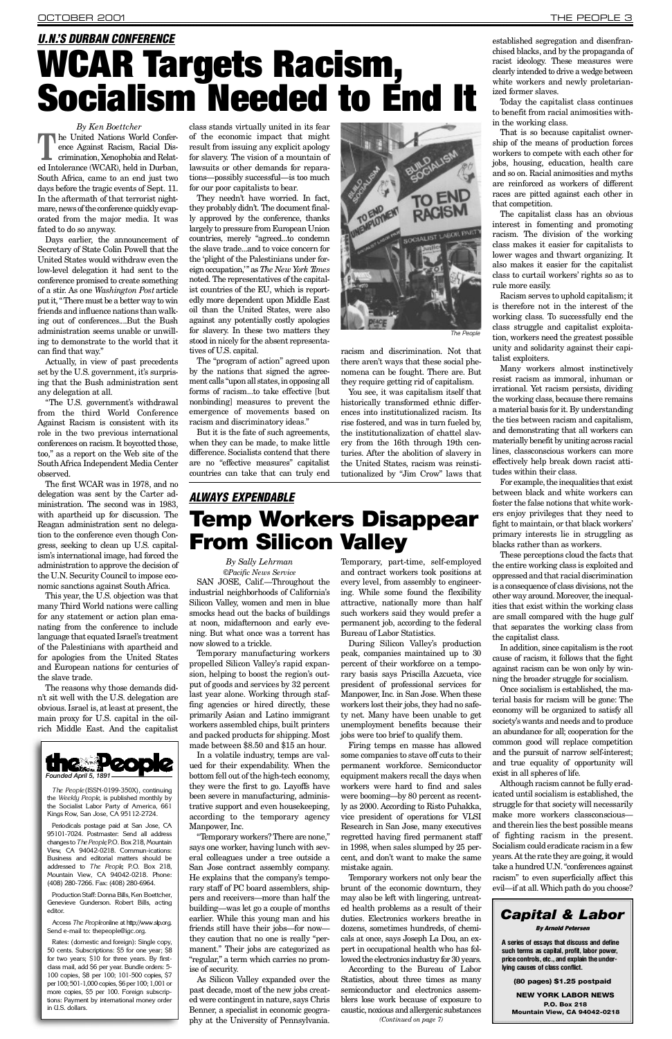## U.N.'S DURBAN CONFERENCE

# WCAR Targets Racism, Socialism Needed to End It

*By Ken Boettcher*

The United Nations World Conference Against Racism, Racial Discrimination, Xenophobia and Related Intolerance (WCAR), held in Durban, South Africa, came to an end just two days before the tragic events of Sept. 11. In the aftermath of that terrorist nightmare, news of the conference quickly evaporated from the major media. It was fated to do so anyway.

Days earlier, the announcement of Secretary of State Colin Powell that the United States would withdraw even the low-level delegation it had sent to the conference promised to create something of a stir. As one *Washington Post* article put it, "There must be a better way to win friends and influence nations than walking out of conferences....But the Bush administration seems unable or unwilling to demonstrate to the world that it can find that way."

Actually, in view of past precedents set by the U.S. government, it's surprising that the Bush administration sent any delegation at all.

"The U.S. government's withdrawal from the third World Conference Against Racism is consistent with its role in the two previous international conferences on racism. It boycotted those, too," as a report on the Web site of the South Africa Independent Media Center observed.

The first WCAR was in 1978, and no delegation was sent by the Carter administration. The second was in 1983, with apartheid up for discussion. The Reagan administration sent no delegation to the conference even though Congress, seeking to clean up U.S. capitalism's international image, had forced the administration to approve the decision of the U.N. Security Council to impose economic sanctions against South Africa.

This year, the U.S. objection was that many Third World nations were calling for any statement or action plan emanating from the conference to include language that equated Israel's treatment of the Palestinians with apartheid and for apologies from the United States and European nations for centuries of the slave trade.

The reasons why those demands didn't sit well with the U.S. delegation are obvious. Israel is, at least at present, the main proxy for U.S. capital in the oil-rich Middle East. And the capitalist class stands virtually united in its fear of the economic impact that might result from issuing any explicit apology for slavery. The vision of a mountain of lawsuits or other demands for reparations—possibly successful—is too much for our poor capitalists to bear.

They needn't have worried. In fact, they probably didn't. The document finally approved by the conference, thanks largely to pressure from European Union countries, merely "agreed...to condemn the slave trade...and to voice concern for the 'plight of the Palestinians under foreign occupation,'" as *The New York Times* noted. The representatives of the capitalist countries of the EU, which is reportedly more dependent upon Middle East oil than the United States, were also against any potentially costly apologies for slavery. In these two matters they stood in nicely for the absent representatives of U.S. capital.

The "program of action" agreed upon by the nations that signed the agreement calls "upon all states, in opposing all forms of racism...to take effective [but nonbinding] measures to prevent the emergence of movements based on racism and discriminatory ideas."

But it is the fate of such agreements, when they can be made, to make little difference. Socialists contend that there are no "effective measures" capitalist countries can take that can truly end racism and discrimination. Not that there aren't ways that these social phenomena can be fought. There are. But they require getting rid of capitalism.

*The People*

You see, it was capitalism itself that historically transformed ethnic differences into institutionalized racism. Its rise fostered, and was in turn fueled by, the institutionalization of chattel slavery from the 16th through 19th centuries. After the abolition of slavery in the United States, racism was reinstitutionalized by "Jim Crow" laws that established segregation and disfranchised blacks, and by the propaganda of racist ideology. These measures were clearly intended to drive a wedge between white workers and newly proletarianized former slaves.

Today the capitalist class continues to benefit from racial animosities within the working class.

That is so because capitalist ownership of the means of production forces workers to compete with each other for jobs, housing, education, health care and so on. Racial animosities and myths are reinforced as workers of different races are pitted against each other in that competition.

The capitalist class has an obvious interest in fomenting and promoting racism. The division of the working class makes it easier for capitalists to lower wages and thwart organizing. It also makes it easier for the capitalist class to curtail workers' rights so as to rule more easily.

Racism serves to uphold capitalism; it is therefore not in the interest of the working class. To successfully end the class struggle and capitalist exploitation, workers need the greatest possible unity and solidarity against their capitalist exploiters.

Many workers almost instinctively resist racism as immoral, inhuman or irrational. Yet racism persists, dividing the working class, because there remains a material basis for it. By understanding the ties between racism and capitalism, and demonstrating that all workers can materially benefit by uniting across racial lines, classconscious workers can more effectively help break down racist attitudes within their class.

For example, the inequalities that exist between black and white workers can foster the false notions that white workers enjoy privileges that they need to fight to maintain, or that black workers' primary interests lie in struggling as blacks rather than as workers.

These perceptions cloud the facts that the entire working class is exploited and oppressed and that racial discrimination is a consequence of class divisions, not the other way around. Moreover, the inequalities that exist within the working class are small compared with the huge gulf that separates the working class from the capitalist class.

In addition, since capitalism is the root cause of racism, it follows that the fight against racism can be won only by winning the broader struggle for socialism.

Once socialism is established, the material basis for racism will be gone: The economy will be organized to satisfy all society's wants and needs and to produce an abundance for all; cooperation for the common good will replace competition and the pursuit of narrow self-interest; and true equality of opportunity will exist in all spheres of life.

Although racism cannot be fully eradicated until socialism is established, the struggle for that society will necessarily make more workers classconscious—and therein lies the best possible means of fighting racism in the present. Socialism could eradicate racism in a few years. At the rate they are going, it would take a hundred U.N. "conferences against racism" to even superficially affect this evil—if at all. Which path do you choose?

## ALWAYS EXPENDABLE

# Temp Workers Disappear From Silicon Valley

*By Sally Lehrman*
*©Pacific News Service*

SAN JOSE, Calif.—Throughout the industrial neighborhoods of California's Silicon Valley, women and men in blue smocks head out the backs of buildings at noon, midafternoon and early evening. But what once was a torrent has now slowed to a trickle.

Temporary manufacturing workers propelled Silicon Valley's rapid expansion, helping to boost the region's output of goods and services by 32 percent last year alone. Working through staffing agencies or hired directly, these primarily Asian and Latino immigrant workers assembled chips, built printers and packed products for shipping. Most made between $8.50 and $15 an hour.

In a volatile industry, temps are valued for their expendability. When the bottom fell out of the high-tech economy, they were the first to go. Layoffs have been severe in manufacturing, administrative support and even housekeeping, according to the temporary agency Manpower, Inc.

"Temporary workers? There are none," says one worker, having lunch with several colleagues under a tree outside a San Jose contract assembly company. He explains that the company's temporary staff of PC board assemblers, shippers and receivers—more than half the building—was let go a couple of months earlier. While this young man and his friends still have their jobs—for now—they caution that no one is really "permanent." Their jobs are categorized as "regular," a term which carries no promise of security.

As Silicon Valley expanded over the past decade, most of the new jobs created were contingent in nature, says Chris Benner, a specialist in economic geography at the University of Pennsylvania. Temporary, part-time, self-employed and contract workers took positions at every level, from assembly to engineering. While some found the flexibility attractive, nationally more than half such workers said they would prefer a permanent job, according to the federal Bureau of Labor Statistics.

During Silicon Valley's production peak, companies maintained up to 30 percent of their workforce on a temporary basis says Priscilla Azcueta, vice president of professional services for Manpower, Inc. in San Jose. When these workers lost their jobs, they had no safety net. Many have been unable to get unemployment benefits because their jobs were too brief to qualify them.

Firing temps en masse has allowed some companies to stave off cuts to their permanent workforce. Semiconductor equipment makers recall the days when workers were hard to find and sales were booming—by 80 percent as recently as 2000. According to Risto Puhakka, vice president of operations for VLSI Research in San Jose, many executives regretted having fired permanent staff in 1998, when sales slumped by 25 percent, and don't want to make the same mistake again.

Temporary workers not only bear the brunt of the economic downturn, they may also be left with lingering, untreated health problems as a result of their duties. Electronics workers breathe in dozens, sometimes hundreds, of chemicals at once, says Joseph La Dou, an expert in occupational health who has followed the electronics industry for 30 years.

According to the Bureau of Labor Statistics, about three times as many semiconductor and electronics assemblers lose work because of exposure to caustic, noxious and allergenic substances

*(Continued on page 7)*

---

**the People**
*Founded April 5, 1891*

*The People* (ISSN-0199-350X), continuing the *Weekly People*, is published monthly by the Socialist Labor Party of America, 661 Kings Row, San Jose, CA 95112-2724.

Periodicals postage paid at San Jose, CA 95101-7024. Postmaster: Send all address changes to *The People* P.O. Box 218, Mountain View, CA 94042-0218. Communications: Business and editorial matters should be addressed to *The People*, P.O. Box 218, Mountain View, CA 94042-0218. Phone: (408) 280-7266. Fax: (408) 280-6964.

Production Staff: Donna Bills, Ken Boettcher, Genevieve Gunderson. Robert Bills, acting editor.

Access *The People* online at http://www.slp.org. Send e-mail to: thepeople@igc.org.

Rates: (domestic and foreign): Single copy, 50 cents. Subscriptions: $5 for one year; $8 for two years; $10 for three years. By first-class mail, add $6 per year. Bundle orders: 5-100 copies, $8 per 100; 101-500 copies, $7 per 100; 501-1,000 copies, $6 per 100; 1,001 or more copies, $5 per 100. Foreign subscriptions: Payment by international money order in U.S. dollars.

---

## Capital & Labor

*By Arnold Petersen*

**A series of essays that discuss and define such terms as capital, profit, labor power, price controls, etc., and explain the underlying causes of class conflict.**

**(80 pages) $1.25 postpaid**

**NEW YORK LABOR NEWS**
**P.O. Box 218**
**Mountain View, CA 94042-0218**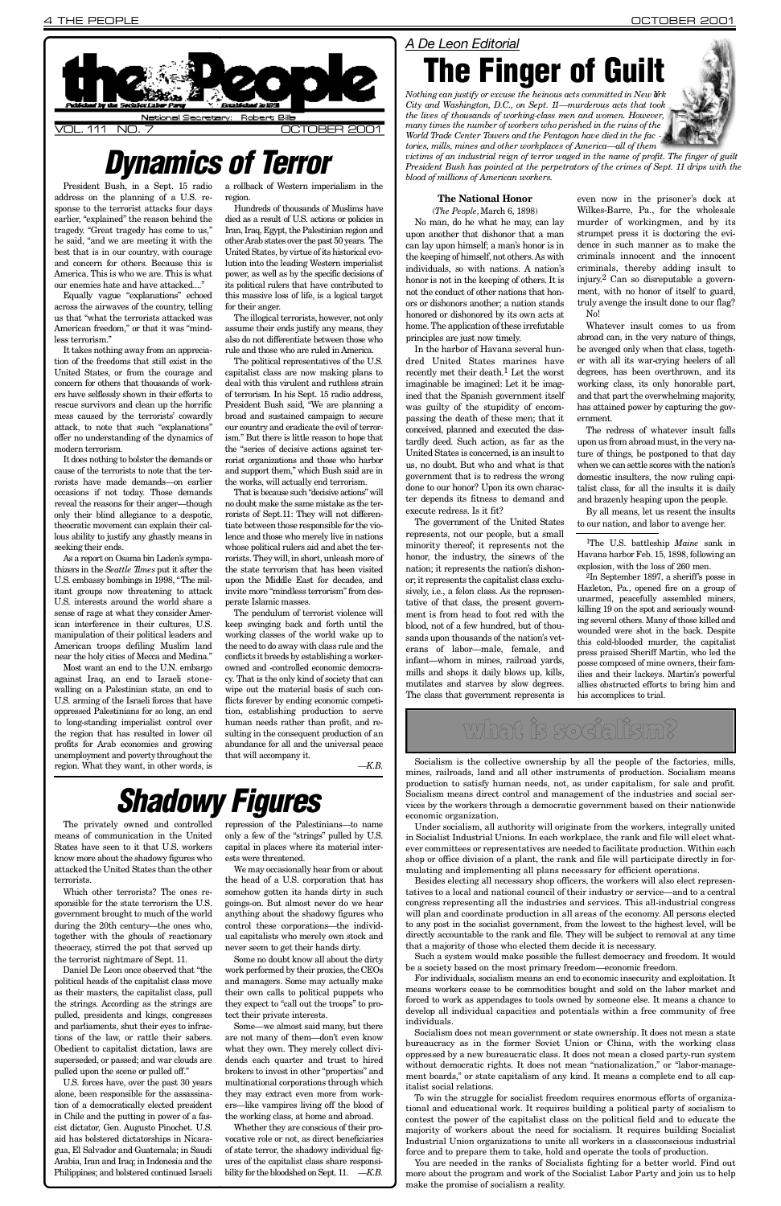# the People

Published by the Socialist Labor Party — Established in 1891

National Secretary: Robert Bills

VOL. 111 NO. 7 — OCTOBER 2001

# Dynamics of Terror

President Bush, in a Sept. 15 radio address on the planning of a U.S. response to the terrorist attacks four days earlier, "explained" the reason behind the tragedy. "Great tragedy has come to us," he said, "and we are meeting it with the best that is in our country, with courage and concern for others. Because this is America. This is who we are. This is what our enemies hate and have attacked...."

Equally vague "explanations" echoed across the airwaves of the country, telling us that "what the terrorists attacked was American freedom," or that it was "mindless terrorism."

It takes nothing away from an appreciation of the freedoms that still exist in the United States, or from the courage and concern for others that thousands of workers have selflessly shown in their efforts to rescue survivors and clean up the horrific mess caused by the terrorists' cowardly attack, to note that such "explanations" offer no understanding of the dynamics of modern terrorism.

It does nothing to bolster the demands or cause of the terrorists to note that the terrorists have made demands—on earlier occasions if not today. Those demands reveal the reasons for their anger—though only their blind allegiance to a despotic, theocratic movement can explain their callous ability to justify any ghastly means in seeking their ends.

As a report on Osama bin Laden's sympathizers in the *Seattle Times* put it after the U.S. embassy bombings in 1998, "The militant groups now threatening to attack U.S. interests around the world share a sense of rage at what they consider American interference in their cultures, U.S. manipulation of their political leaders and American troops defiling Muslim land near the holy cities of Mecca and Medina."

Most want an end to the U.N. embargo against Iraq, an end to Israeli stonewalling on a Palestinian state, an end to U.S. arming of the Israeli forces that have oppressed Palestinians for so long, an end to long-standing imperialist control over the region that has resulted in lower oil profits for Arab economies and growing unemployment and poverty throughout the region. What they want, in other words, is a rollback of Western imperialism in the region.

Hundreds of thousands of Muslims have died as a result of U.S. actions or policies in Iran, Iraq, Egypt, the Palestinian region and other Arab states over the past 50 years. The United States, by virtue of its historical evolution into the leading Western imperialist power, as well as by the specific decisions of its political rulers that have contributed to this massive loss of life, is a logical target for their anger.

The illogical terrorists, however, not only assume their ends justify any means, they also do not differentiate between those who rule and those who are ruled in America.

The political representatives of the U.S. capitalist class are now making plans to deal with this virulent and ruthless strain of terrorism. In his Sept. 15 radio address, President Bush said, "We are planning a broad and sustained campaign to secure our country and eradicate the evil of terrorism." But there is little reason to hope that the "series of decisive actions against terrorist organizations and those who harbor and support them," which Bush said are in the works, will actually end terrorism.

That is because such "decisive actions" will no doubt make the same mistake as the terrorists of Sept.11: They will not differentiate between those responsible for the violence and those who merely live in nations whose political rulers aid and abet the terrorists. They will, in short, unleash more of the state terrorism that has been visited upon the Middle East for decades, and invite more "mindless terrorism" from desperate Islamic masses.

The pendulum of terrorist violence will keep swinging back and forth until the working classes of the world wake up to the need to do away with class rule and the conflicts it breeds by establishing a worker-owned and -controlled economic democracy. That is the only kind of society that can wipe out the material basis of such conflicts forever by ending economic competition, establishing production to serve human needs rather than profit, and resulting in the consequent production of an abundance for all and the universal peace that will accompany it.

—K.B.

# Shadowy Figures

The privately owned and controlled means of communication in the United States have seen to it that U.S. workers know more about the shadowy figures who attacked the United States than the other terrorists.

Which other terrorists? The ones responsible for the state terrorism the U.S. government brought to much of the world during the 20th century—the ones who, together with the ghouls of reactionary theocracy, stirred the pot that served up the terrorist nightmare of Sept. 11.

Daniel De Leon once observed that "the political heads of the capitalist class move as their masters, the capitalist class, pull the strings. According as the strings are pulled, presidents and kings, congresses and parliaments, shut their eyes to infractions of the law, or rattle their sabers. Obedient to capitalist dictation, laws are superseded, or passed; and war clouds are pulled upon the scene or pulled off."

U.S. forces have, over the past 30 years alone, been responsible for the assassination of a democratically elected president in Chile and the putting in power of a fascist dictator, Gen. Augusto Pinochet. U.S. aid has bolstered dictatorships in Nicaragua, El Salvador and Guatemala; in Saudi Arabia, Iran and Iraq; in Indonesia and the Philippines; and bolstered continued Israeli repression of the Palestinians—to name only a few of the "strings" pulled by U.S. capital in places where its material interests were threatened.

We may occasionally hear from or about the head of a U.S. corporation that has somehow gotten its hands dirty in such goings-on. But almost never do we hear anything about the shadowy figures who control these corporations—the individual capitalists who merely own stock and never seem to get their hands dirty.

Some no doubt know all about the dirty work performed by their proxies, the CEOs and managers. Some may actually make their own calls to political puppets who they expect to "call out the troops" to protect their private interests.

Some—we almost said many, but there are not many of them—don't even know what they own. They merely collect dividends each quarter and trust to hired brokers to invest in other "properties" and multinational corporations through which they may extract even more from workers—like vampires living off the blood of the working class, at home and abroad.

Whether they are conscious of their provocative role or not, as direct beneficiaries of state terror, the shadowy individual figures of the capitalist class share responsibility for the bloodshed on Sept. 11. —K.B.

*A De Leon Editorial*

# The Finger of Guilt

*Nothing can justify or excuse the heinous acts committed in New York City and Washington, D.C., on Sept. 11—murderous acts that took the lives of thousands of working-class men and women. However, many times the number of workers who perished in the ruins of the World Trade Center Towers and the Pentagon have died in the factories, mills, mines and other workplaces of America—all of them victims of an industrial reign of terror waged in the name of profit. The finger of guilt President Bush has pointed at the perpetrators of the crimes of Sept. 11 drips with the blood of millions of American workers.*

**The National Honor**

(*The People*, March 6, 1898)

No man, do he what he may, can lay upon another that dishonor that a man can lay upon himself; a man's honor is in the keeping of himself, not others. As with individuals, so with nations. A nation's honor is not in the keeping of others. It is not the conduct of other nations that honors or dishonors another; a nation stands honored or dishonored by its own acts at home. The application of these irrefutable principles are just now timely.

In the harbor of Havana several hundred United States marines have recently met their death.[1] Let the worst imaginable be imagined: Let it be imagined that the Spanish government itself was guilty of the stupidity of encompassing the death of these men; that it conceived, planned and executed the dastardly deed. Such action, as far as the United States is concerned, is an insult to us, no doubt. But who and what is that government that is to redress the wrong done to our honor? Upon its own character depends its fitness to demand and execute redress. Is it fit?

The government of the United States represents, not our people, but a small minority thereof; it represents not the honor, the industry, the sinews of the nation; it represents the nation's dishonor; it represents the capitalist class exclusively, i.e., a felon class. As the representative of that class, the present government is from head to foot red with the blood, not of a few hundred, but of thousands upon thousands of the nation's veterans of labor—male, female, and infant—whom in mines, railroad yards, mills and shops it daily blows up, kills, mutilates and starves by slow degrees. The class that government represents is even now in the prisoner's dock at Wilkes-Barre, Pa., for the wholesale murder of workingmen, and by its strumpet press it is doctoring the evidence in such manner as to make the criminals innocent and the innocent criminals, thereby adding insult to injury.[2] Can so disreputable a government, with no honor of itself to guard, truly avenge the insult done to our flag? No!

Whatever insult comes to us from abroad can, in the very nature of things, be avenged only when that class, together with all its war-crying heelers of all degrees, has been overthrown, and its working class, its only honorable part, and that part the overwhelming majority, has attained power by capturing the government.

The redress of whatever insult falls upon us from abroad must, in the very nature of things, be postponed to that day when we can settle scores with the nation's domestic insulters, the now ruling capitalist class, for all the insults it is daily and brazenly heaping upon the people.

By all means, let us resent the insults to our nation, and labor to avenge her.

[1]The U.S. battleship *Maine* sank in Havana harbor Feb. 15, 1898, following an explosion, with the loss of 260 men.

[2]In September 1897, a sheriff's posse in Hazleton, Pa., opened fire on a group of unarmed, peacefully assembled miners, killing 19 on the spot and seriously wounding several others. Many of those killed and wounded were shot in the back. Despite this cold-blooded murder, the capitalist press praised Sheriff Martin, who led the posse composed of mine owners, their families and their lackeys. Martin's powerful allies obstructed efforts to bring him and his accomplices to trial.

# what is socialism?

Socialism is the collective ownership by all the people of the factories, mills, mines, railroads, land and all other instruments of production. Socialism means production to satisfy human needs, not, as under capitalism, for sale and profit. Socialism means direct control and management of the industries and social services by the workers through a democratic government based on their nationwide economic organization.

Under socialism, all authority will originate from the workers, integrally united in Socialist Industrial Unions. In each workplace, the rank and file will elect whatever committees or representatives are needed to facilitate production. Within each shop or office division of a plant, the rank and file will participate directly in formulating and implementing all plans necessary for efficient operations.

Besides electing all necessary shop officers, the workers will also elect representatives to a local and national council of their industry or service—and to a central congress representing all the industries and services. This all-industrial congress will plan and coordinate production in all areas of the economy. All persons elected to any post in the socialist government, from the lowest to the highest level, will be directly accountable to the rank and file. They will be subject to removal at any time that a majority of those who elected them decide it is necessary.

Such a system would make possible the fullest democracy and freedom. It would be a society based on the most primary freedom—economic freedom.

For individuals, socialism means an end to economic insecurity and exploitation. It means workers cease to be commodities bought and sold on the labor market and forced to work as appendages to tools owned by someone else. It means a chance to develop all individual capacities and potentials within a free community of free individuals.

Socialism does not mean government or state ownership. It does not mean a state bureaucracy as in the former Soviet Union or China, with the working class oppressed by a new bureaucratic class. It does not mean a closed party-run system without democratic rights. It does not mean "nationalization," or "labor-management boards," or state capitalism of any kind. It means a complete end to all capitalist social relations.

To win the struggle for socialist freedom requires enormous efforts of organizational and educational work. It requires building a political party of socialism to contest the power of the capitalist class on the political field and to educate the majority of workers about the need for socialism. It requires building Socialist Industrial Union organizations to unite all workers in a classconscious industrial force and to prepare them to take, hold and operate the tools of production.

You are needed in the ranks of Socialists fighting for a better world. Find out more about the program and work of the Socialist Labor Party and join us to help make the promise of socialism a reality.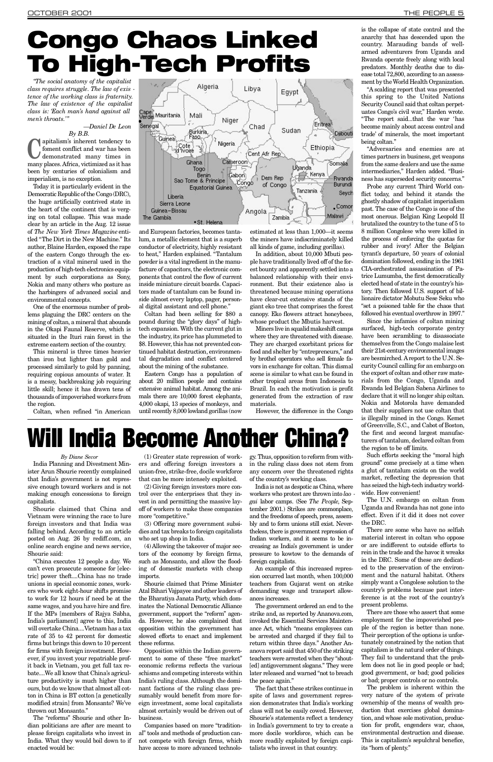# Congo Chaos Linked To High-Tech Profits

*"The social anatomy of the capitalist class requires struggle. The law of existence of the working class is fraternity. The law of existence of the capitalist class is: 'Each man's hand against all men's throats.'"*

*—Daniel De Leon*

*By B.B.*

Capitalism's inherent tendency to foment conflict and war has been demonstrated many times in many places. Africa, victimized as it has been by centuries of colonialism and imperialism, is no exception.

Today it is particularly evident in the Democratic Republic of the Congo (DRC), the huge artificially contrived state in the heart of the continent that is verging on total collapse. This was made clear by an article in the Aug. 12 issue of *The New York Times Magazine* entitled "The Dirt in the New Machine." Its author, Blaine Harden, exposed the rape of the eastern Congo through the extraction of a vital mineral used in the production of high-tech electronics equipment by such corporations as Sony, Nokia and many others who posture as the harbingers of advanced social and environmental concepts.

One of the enormous number of problems plaguing the DRC centers on the mining of coltan, a mineral that abounds in the Okapi Faunal Reserve, which is situated in the Ituri rain forest in the extreme eastern section of the country.

This mineral is three times heavier than iron but lighter than gold and processed similarly to gold by panning, requiring copious amounts of water. It is a messy, backbreaking job requiring little skill; hence it has drawn tens of thousands of impoverished workers from the region.

Coltan, when refined "in American and European factories, becomes tantalum, a metallic element that is a superb conductor of electricity, highly resistant to heat," Harden explained. "Tantalum powder is a vital ingredient in the manufacture of capacitors, the electronic components that control the flow of current inside miniature circuit boards. Capacitors made of tantalum can be found inside almost every laptop, pager, personal digital assistant and cell phone."

Coltan had been selling for \$80 a pound during the "glory days" of high-tech expansion. With the current glut in the industry, its price has plummeted to \$8. However, this has not prevented continued habitat destruction, environmental degradation and conflict centered about the mining of the substance.

Eastern Congo has a population of about 20 million people and contains extensive animal habitat. Among the animals there are 10,000 forest elephants, 4,000 okapi, 13 species of monkeys, and until recently 8,000 lowland gorillas (now estimated at less than 1,000—it seems the miners have indiscriminately killed all kinds of game, including gorillas).

In addition, about 10,000 Mbuti people have traditionally lived off of the forest bounty and apparently settled into a balanced relationship with their environment. But their existence also is threatened because mining operations have clear-cut extensive stands of the giant eko tree that comprises the forest canopy. Eko flowers attract honeybees, whose product the Mbutis harvest.

Miners live in squalid makeshift camps where they are threatened with disease. They are charged exorbitant prices for food and shelter by "entrepreneurs," and by brothel operators who sell female favors in exchange for coltan. This dismal scene is similar to what can be found in other tropical areas from Indonesia to Brazil. In each the motivation is profit generated from the extraction of raw materials.

However, the difference in the Congo is the collapse of state control and the anarchy that has descended upon the country. Marauding bands of well-armed adventurers from Uganda and Rwanda operate freely along with local predators. Monthly deaths due to disease total 72,800, according to an assessment by the World Health Organization.

"A scalding report that was presented this spring to the United Nations Security Council said that coltan perpetuates Congo's civil war," Harden wrote. "The report said...that the war 'has become mainly about access control and trade' of minerals, the most important being coltan."

"Adversaries and enemies are at times partners in business, get weapons from the same dealers and use the same intermediaries," Harden added. "Business has superseded security concerns."

Probe any current Third World conflict today, and behind it stands the ghostly shadow of capitalist imperialism past. The case of the Congo is one of the most onerous. Belgian King Leopold II brutalized the country to the tune of 5 to 8 million Congolese who were killed in the process of enforcing the quotas for rubber and ivory! After the Belgian tyrant's departure, 50 years of colonial domination followed, ending in the 1961 CIA-orchestrated assassination of Patrice Lumumba, the first democratically elected head of state in the country's history. Then followed U.S. support of billionaire dictator Mobutu Sese Seku who "set a poisoned table for the chaos that followed his eventual overthrow in 1997."

Since the infamies of coltan mining surfaced, high-tech corporate gentry have been scrambling to disassociate themselves from the Congo malaise lest their 21st-century environmental images are besmirched. A report to the U.N. Security Council calling for an embargo on the export of coltan and other raw materials from the Congo, Uganda and Rwanda led Belgian Sabena Airlines to declare that it will no longer ship coltan. Nokia and Motorola have demanded that their suppliers not use coltan that is illegally mined in the Congo. Kemet of Greenville, S.C., and Cabot of Boston, the first and second largest manufacturers of tantalum, declared coltan from the region to be off limits.

Such efforts seeking the "moral high ground" come precisely at a time when a glut of tantalum exists on the world market, reflecting the depression that has seized the high-tech industry worldwide. How convenient!

The U.N. embargo on coltan from Uganda and Rwanda has not gone into effect. Even if it did it does not cover the DRC.

There are some who have no selfish material interest in coltan who oppose or are indifferent to outside efforts to rein in the trade and the havoc it wreaks in the DRC. Some of these are dedicated to the preservation of the environment and the natural habitat. Others simply want a Congolese solution to the country's problems because past interference is at the root of the country's present problems.

There are those who assert that some employment for the impoverished people of the region is better than none. Their perception of the options is unfortunately constrained by the notion that capitalism is the natural order of things. They fail to understand that the problem does not lie in good people or bad; good government, or bad; good policies or bad; proper controls or no controls.

The problem is inherent within the very nature of the system of private ownership of the means of wealth production that exercises global domination, and whose sole motivation, production for profit, engenders war, chaos, environmental destruction and disease. This is capitalism's sepulchral benefice, its "horn of plenty."

# Will India Become Another China?

*By Diane Secor*

India Planning and Divestment Minister Arun Shourie recently complained that India's government is not repressive enough toward workers and is not making enough concessions to foreign capitalists.

Shourie claimed that China and Vietnam were winning the race to lure foreign investors and that India was falling behind. According to an article posted on Aug. 26 by rediff.com, an online search engine and news service, Shourie said:

"China executes 12 people a day. We can't even prosecute someone for [electric] power theft....China has no trade unions in special economic zones, workers who work eight-hour shifts promise to work for 12 hours if need be at the same wages, and you have hire and fire. If the MPs [members of Rajya Sabha, India's parliament] agree to this, India will overtake China....Vietnam has a tax rate of 35 to 42 percent for domestic firms but brings this down to 10 percent for firms with foreign investment. However, if you invest your repatriable profit back in Vietnam, you get full tax rebate....We all know that China's agriculture productivity is much higher than ours, but do we know that almost all cotton in China is BT cotton [a genetically modified strain] from Monsanto? We've thrown out Monsanto."

The "reforms" Shourie and other Indian politicians are after are meant to please foreign capitalists who invest in India. What they would boil down to if enacted would be:

(1) Greater state repression of workers and offering foreign investors a union-free, strike-free, docile workforce that can be more intensely exploited.

(2) Giving foreign investors more control over the enterprises that they invest in and permitting the massive layoff of workers to make these companies more "competitive."

(3) Offering more government subsidies and tax breaks to foreign capitalists who set up shop in India.

(4) Allowing the takeover of major sectors of the economy by foreign firms, such as Monsanto, and allow the flooding of domestic markets with cheap imports.

Shourie claimed that Prime Minister Atal Bihari Vajpayee and other leaders of the Bharatiya Janata Party, which dominates the National Democratic Alliance government, support the "reform" agenda. However, he also complained that opposition within the government has slowed efforts to enact and implement these reforms.

Opposition within the Indian government to some of these "free market" economic reforms reflects the various schisms and competing interests within India's ruling class. Although the dominant factions of the ruling class presumably would benefit from more foreign investment, some local capitalists almost certainly would be driven out of business.

Companies based on more "traditional" tools and methods of production cannot compete with foreign firms, which have access to more advanced technology. Thus, opposition to reform from within the ruling class does not stem from any concern over the threatened rights of the country's working class.

India is not as despotic as China, where workers who protest are thrown into *lao-gai* labor camps. (See *The People*, September 2001.) Strikes are commonplace, and the freedoms of speech, press, assembly and to form unions still exist. Nevertheless, there is government repression of Indian workers, and it seems to be increasing as India's government is under pressure to kowtow to the demands of foreign capitalists.

An example of this increased repression occurred last month, when 100,000 teachers from Gujarat went on strike demanding wage and transport allowances increases.

The government ordered an end to the strike and, as reported by Ananova.com, invoked the Essential Services Maintenance Act, which "means employees can be arrested and charged if they fail to return within three days." Another Ananova report said that 450 of the striking teachers were arrested when they "shout[ed] antigovernment slogans." They were later released and warned "not to breach the peace again."

The fact that these strikes continue in spite of laws and government repression demonstrates that India's working class will not be easily cowed. However, Shourie's statements reflect a tendency in India's government to try to create a more docile workforce, which can be more readily exploited by foreign capitalists who invest in that country.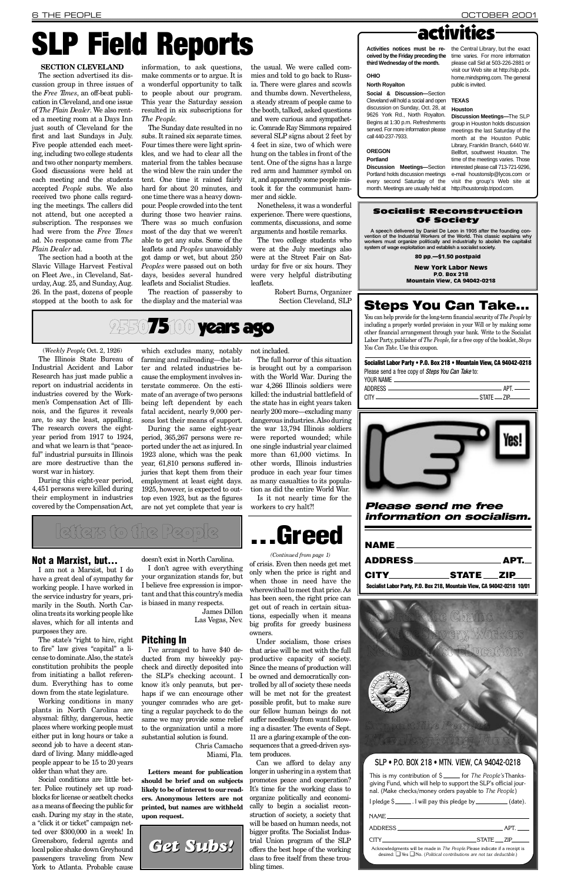# SLP Field Reports

**SECTION CLEVELAND**

The section advertised its discussion group in three issues of the *Free Times*, an off-beat publication in Cleveland, and one issue of *The Plain Dealer*. We also rented a meeting room at a Days Inn just south of Cleveland for the first and last Sundays in July. Five people attended each meeting, including two college students and two other nonparty members. Good discussions were held at each meeting and the students accepted *People* subs. We also received two phone calls regarding the meetings. The callers did not attend, but one accepted a subscription. The responses we had were from the *Free Times* ad. No response came from *The Plain Dealer* ad.

The section had a booth at the Slavic Village Harvest Festival on Fleet Ave., in Cleveland, Saturday, Aug. 25, and Sunday, Aug. 26. In the past, dozens of people stopped at the booth to ask for information, to ask questions, make comments or to argue. It is a wonderful opportunity to talk to people about our program. This year the Saturday session resulted in six subscriptions for *The People*.

The Sunday date resulted in no subs. It rained six separate times. Four times there were light sprinkles, and we had to clear all the material from the tables because the wind blew the rain under the tent. One time it rained fairly hard for about 20 minutes, and one time there was a heavy downpour. People crowded into the tent during those two heavier rains. There was so much confusion most of the day that we weren't able to get any subs. Some of the leaflets and *Peoples* unavoidably got damp or wet, but about 250 *Peoples* were passed out on both days, besides several hundred leaflets and Socialist Studies.

The reaction of passersby to the display and the material was the usual. We were called commies and told to go back to Russia. There were glares and scowls and thumbs down. Nevertheless, a steady stream of people came to the booth, talked, asked questions and were curious and sympathetic. Comrade Ray Simmons repaired several SLP signs about 2 feet by 4 feet in size, two of which were hung on the tables in front of the tent. One of the signs has a large red arm and hammer symbol on it, and apparently some people mistook it for the communist hammer and sickle.

Nonetheless, it was a wonderful experience. There were questions, comments, discussions, and some arguments and hostile remarks.

The two college students who were at the July meetings also were at the Street Fair on Saturday for five or six hours. They were very helpful distributing leaflets.

Robert Burns, Organizer
Section Cleveland, SLP

# activities

**Activities notices must be received by the Friday preceding the third Wednesday of the month.**

**OHIO**

**North Royalton**

**Social & Discussion—**Section Cleveland will hold a social and open discussion on Sunday, Oct. 28, at 9626 York Rd., North Royalton. Begins at 1:30 p.m. Refreshments served. For more information please call 440-237-7933.

**OREGON**

**Portland**

**Discussion Meetings—**Section Portland holds discussion meetings every second Saturday of the month. Meetings are usually held at the Central Library, but the exact time varies. For more information please call Sid at 503-226-2881 or visit our Web site at http://slp.pdx.home.mindspring.com. The general public is invited.

**TEXAS**

**Houston**

**Discussion Meetings—**The SLP group in Houston holds discussion meetings the last Saturday of the month at the Houston Public Library, Franklin Branch, 6440 W. Bellfort, southwest Houston. The time of the meetings varies. Those interested please call 713-721-9296, e-mail houstonslp@lycos.com or visit the group's Web site at http://houstonslp.tripod.com.

## Socialist Reconstruction Of Society

A speech delivered by Daniel De Leon in 1905 after the founding convention of the Industrial Workers of the World. This classic explains why workers must organize politically and industrially to abolish the capitalist system of wage exploitation and establish a socialist society.

**80 pp.—$1.50 postpaid**

**New York Labor News**
**P.O. Box 218**
**Mountain View, CA 94042-0218**

# 75 years ago

(*Weekly People*, Oct. 2, 1926)

The Illinois State Bureau of Industrial Accident and Labor Research has just made public a report on industrial accidents in industries covered by the Workmen's Compensation Act of Illinois, and the figures it reveals are, to say the least, appalling. The research covers the eight-year period from 1917 to 1924, and what we learn is that "peaceful" industrial pursuits in Illinois are more destructive than the worst war in history.

During this eight-year period, 4,451 persons were killed during their employment in industries covered by the Compensation Act, which excludes many, notably farming and railroading—the latter and related industries because the employment involves interstate commerce. On the estimate of an average of two persons being left dependent by each fatal accident, nearly 9,000 persons lost their means of support.

During the same eight-year period, 365,267 persons were reported under the act as injured. In 1923 alone, which was the peak year, 61,810 persons suffered injuries that kept them from their employment at least eight days. 1925, however, is expected to outtop even 1923, but as the figures are not yet complete that year is not included.

The full horror of this situation is brought out by a comparison with the World War. During the war 4,266 Illinois soldiers were killed: the industrial battlefield of the state has in eight years taken nearly 200 more—excluding many dangerous industries. Also during the war 13,794 Illinois soldiers were reported wounded; while one single industrial year claimed more than 61,000 victims. In other words, Illinois industries produce in each year four times as many casualties to its population as did the entire World War.

Is it not nearly time for the workers to cry halt?!

# Steps You Can Take...

You can help provide for the long-term financial security of *The People* by including a properly worded provision in your Will or by making some other financial arrangement through your bank. Write to the Socialist Labor Party, publisher of *The People*, for a free copy of the booklet, *Steps You Can Take*. Use this coupon.

**Socialist Labor Party • P.O. Box 218 • Mountain View, CA 94042-0218**

Please send a free copy of *Steps You Can Take* to:

YOUR NAME ______
ADDRESS ______ APT. ______
CITY ______ STATE ___ ZIP ______

Yes!

***Please send me free information on socialism.***

NAME ______
ADDRESS ______ APT. ___
CITY ______ STATE ___ ZIP ___

**Socialist Labor Party, P.O. Box 218, Mountain View, CA 94042-0218 10/01**

# letters to the People

## Not a Marxist, but...

I am not a Marxist, but I do have a great deal of sympathy for working people. I have worked in the service industry for years, primarily in the South. North Carolina treats its working people like slaves, which for all intents and purposes they are.

The state's "right to hire, right to fire" law gives "capital" a license to dominate. Also, the state's constitution prohibits the people from initiating a ballot referendum. Everything has to come down from the state legislature.

Working conditions in many plants in North Carolina are abysmal: filthy, dangerous, hectic places where working people must either put in long hours or take a second job to have a decent standard of living. Many middle-aged people appear to be 15 to 20 years older than what they are.

Social conditions are little better. Police routinely set up roadblocks for license or seatbelt checks as a means of fleecing the public for cash. During my stay in the state, a "click it or ticket" campaign netted over $300,000 in a week! In Greensboro, federal agents and local police shake down Greyhound passengers traveling from New York to Atlanta. Probable cause doesn't exist in North Carolina.

I don't agree with everything your organization stands for, but I believe free expression is important and that this country's media is biased in many respects.

James Dillon
Las Vegas, Nev.

## Pitching In

I've arranged to have $40 deducted from my biweekly paycheck and directly deposited into the SLP's checking account. I know it's only peanuts, but perhaps if we can encourage other younger comrades who are getting a regular paycheck to do the same we may provide some relief to the organization until a more substantial solution is found.

Chris Camacho
Miami, Fla.

**Letters meant for publication should be brief and on subjects likely to be of interest to our readers. Anonymous letters are not printed, but names are withheld upon request.**

*Get Subs!*

# ...Greed

*(Continued from page 1)*

of crisis. Even then needs get met only when the price is right and when those in need have the wherewithal to meet that price. As has been seen, the right price can get out of reach in certain situations, especially when it means big profits for greedy business owners.

Under socialism, those crises that arise will be met with the full productive capacity of society. Since the means of production will be owned and democratically controlled by all of society these needs will be met not for the greatest possible profit, but to make sure our fellow human beings do not suffer needlessly from want following a disaster. The events of Sept. 11 are a glaring example of the consequences that a greed-driven system produces.

Can we afford to delay any longer in ushering in a system that promotes peace and cooperation? It's time for the working class to organize politically and economically to begin a socialist reconstruction of society, a society that will be based on human needs, not bigger profits. The Socialist Industrial Union program of the SLP offers the best hope of the working class to free itself from these troubling times.

To Break the Chains of Wage Slavery, Workers Need Socialist Education.

Support the People's Thanksgiving Fund

SLP • P.O. BOX 218 • MTN. VIEW, CA 94042-0218

This is my contribution of $ ______ for *The People's* Thanksgiving Fund, which will help to support the SLP's official journal. (Make checks/money orders payable to *The People*.)

I pledge $ ______ . I will pay this pledge by ______ (date).

NAME ______
ADDRESS ______ APT. ______
CITY ______ STATE ___ ZIP ______

Acknowledgments will be made in *The People*. Please indicate if a receipt is desired: ☐ Yes ☐ No. (*Political contributions are not tax deductible.*)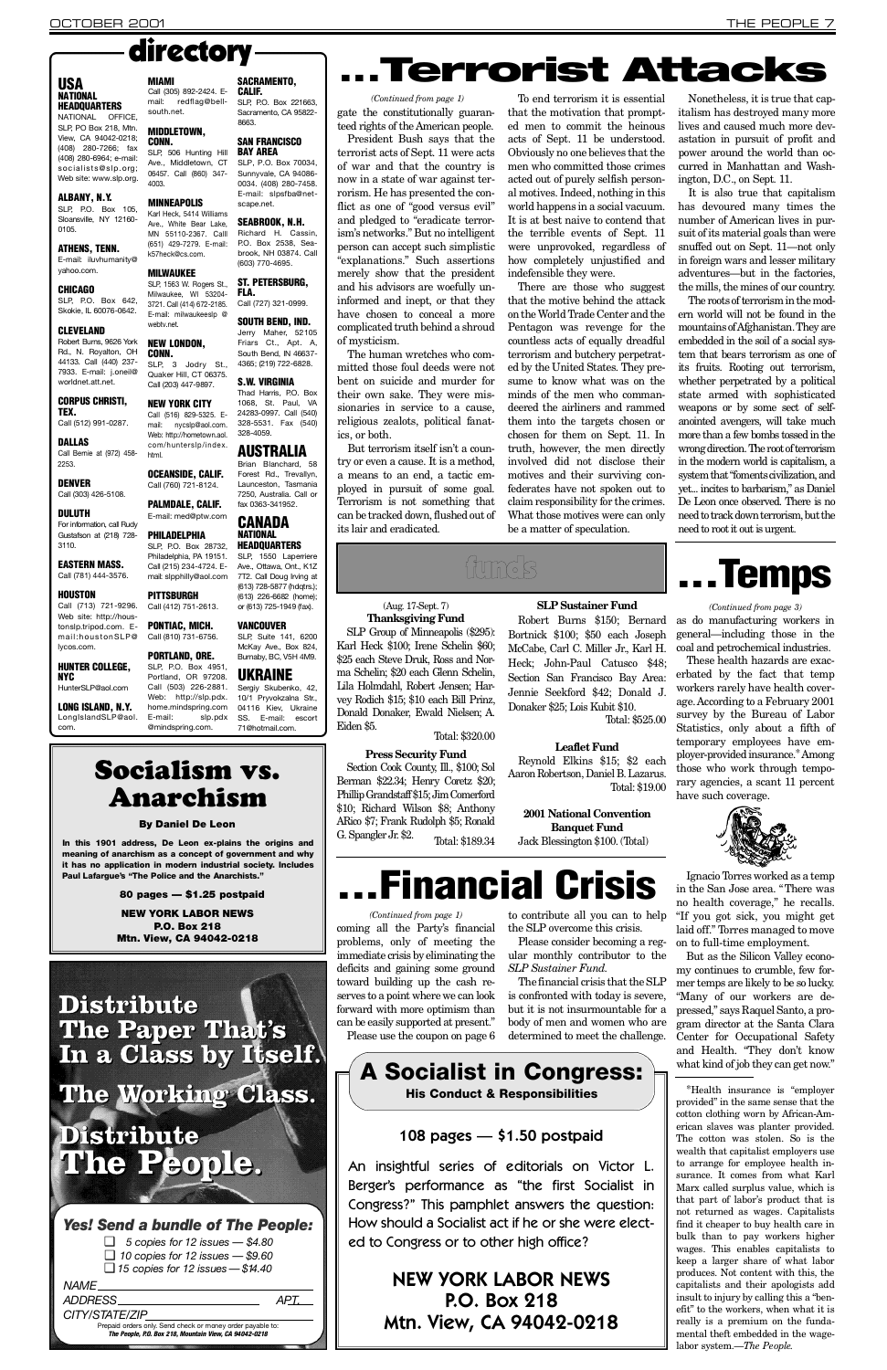# directory

## USA

**NATIONAL HEADQUARTERS**
NATIONAL OFFICE, SLP, PO Box 218, Mtn. View, CA 94042-0218; (408) 280-7266; fax (408) 280-6964; e-mail: socialists@slp.org; Web site: www.slp.org.

**ALBANY, N.Y.**
SLP, P.O. Box 105, Sloansville, NY 12160-0105.

**ATHENS, TENN.**
E-mail: iluvhumanity@yahoo.com.

**CHICAGO**
SLP, P.O. Box 642, Skokie, IL 60076-0642.

**CLEVELAND**
Robert Burns, 9626 York Rd., N. Royalton, OH 44133. Call (440) 237-7933. E-mail: j.oneil@worldnet.att.net.

**CORPUS CHRISTI, TEX.**
Call (512) 991-0287.

**DALLAS**
Call Bernie at (972) 458-2253.

**DENVER**
Call (303) 426-5108.

**DULUTH**
For information, call Rudy Gustafson at (218) 728-3110.

**EASTERN MASS.**
Call (781) 444-3576.

**HOUSTON**
Call (713) 721-9296. Web site: http://houstonslp.tripod.com. E-mail:houstonSLP@lycos.com.

**HUNTER COLLEGE, NYC**
HunterSLP@aol.com

**LONG ISLAND, N.Y.**
LongIslandSLP@aol.com.

**MIAMI**
Call (305) 892-2424. E-mail: redflag@bellsouth.net.

**MIDDLETOWN, CONN.**
SLP, 506 Hunting Hill Ave., Middletown, CT 06457. Call (860) 347-4003.

**MINNEAPOLIS**
Karl Heck, 5414 Williams Ave., White Bear Lake, MN 55110-2367. Calll (651) 429-7279. E-mail: k57heck@cs.com.

**MILWAUKEE**
SLP, 1563 W. Rogers St., Milwaukee, WI 53204-3721. Call (414) 672-2185. E-mail: milwaukeeslp @ webtv.net.

**NEW LONDON, CONN.**
SLP, 3 Jodry St., Quaker Hill, CT 06375. Call (203) 447-9897.

**NEW YORK CITY**
Call (516) 829-5325. E-mail: nycslp@aol.com. Web: http://hometown.aol.com/hunterslp/index.html.

**OCEANSIDE, CALIF.**
Call (760) 721-8124.

**PALMDALE, CALIF.**
E-mail: med@ptw.com

**PHILADELPHIA**
SLP, P.O. Box 28732, Philadelphia, PA 19151. Call (215) 234-4724. E-mail: slpphilly@aol.com

**PITTSBURGH**
Call (412) 751-2613.

**PONTIAC, MICH.**
Call (810) 731-6756.

**PORTLAND, ORE.**
SLP, P.O. Box 4951, Portland, OR 97208. Call (503) 226-2881. Web: http://slp.pdx.home.mindspring.com E-mail: slp.pdx @mindspring.com.

**SACRAMENTO, CALIF.**
SLP, P.O. Box 221663, Sacramento, CA 95822-8663.

**SAN FRANCISCO BAY AREA**
SLP, P.O. Box 70034, Sunnyvale, CA 94086-0034. (408) 280-7458. E-mail: slpsfba@netscape.net.

**SEABROOK, N.H.**
Richard H. Cassin, P.O. Box 2538, Seabrook, NH 03874. Call (603) 770-4695.

**ST. PETERSBURG, FLA.**
Call (727) 321-0999.

**SOUTH BEND, IND.**
Jerry Maher, 52105 Friars Ct., Apt. A, South Bend, IN 46637-4365; (219) 722-6828.

**S.W. VIRGINIA**
Thad Harris, P.O. Box 1068, St. Paul, VA 24283-0997. Call (540) 328-5531. Fax (540) 328-4059.

## AUSTRALIA

Brian Blanchard, 58 Forest Rd., Trevallyn, Launceston, Tasmania 7250, Australia. Call or fax 0363-341952.

## CANADA

**NATIONAL HEADQUARTERS**
SLP, 1550 Laperriere Ave., Ottawa, Ont., K1Z 7T2. Call Doug Irving at (613) 728-5877 (hdqtrs.); (613) 226-6682 (home); or (613) 725-1949 (fax).

**VANCOUVER**
SLP, Suite 141, 6200 McKay Ave., Box 824, Burnaby, BC, V5H 4M9.

## UKRAINE

Sergiy Skubenko, 42, 10/1 Pryvokzalna Str., 04116 Kiev, Ukraine SS. E-mail: escort 71@hotmail.com.

# Socialism vs. Anarchism

**By Daniel De Leon**

**In this 1901 address, De Leon ex-plains the origins and meaning of anarchism as a concept of government and why it has no application in modern industrial society. Includes Paul Lafargue's "The Police and the Anarchists."**

**80 pages — $1.25 postpaid**

**NEW YORK LABOR NEWS**
**P.O. Box 218**
**Mtn. View, CA 94042-0218**

# Distribute The Paper That's In a Class by Itself. The Working Class. Distribute The People.

***Yes! Send a bundle of The People:***

- ❑ *5 copies for 12 issues — $4.80*
- ❑ *10 copies for 12 issues — $9.60*
- ❑ *15 copies for 12 issues — $14.40*

NAME ____________________

ADDRESS ____________________ APT.___

CITY/STATE/ZIP ____________________

Prepaid orders only. Send check or money order payable to:
***The People, P.O. Box 218, Mountain View, CA 94042-0218***

# ...Terrorist Attacks

*(Continued from page 1)*

gate the constitutionally guaranteed rights of the American people.

President Bush says that the terrorist acts of Sept. 11 were acts of war and that the country is now in a state of war against terrorism. He has presented the conflict as one of "good versus evil" and pledged to "eradicate terrorism's networks." But no intelligent person can accept such simplistic "explanations." Such assertions merely show that the president and his advisors are woefully uninformed and inept, or that they have chosen to conceal a more complicated truth behind a shroud of mysticism.

The human wretches who committed those foul deeds were not bent on suicide and murder for their own sake. They were missionaries in service to a cause, religious zealots, political fanatics, or both.

But terrorism itself isn't a country or even a cause. It is a method, a means to an end, a tactic employed in pursuit of some goal. Terrorism is not something that can be tracked down, flushed out of its lair and eradicated.

To end terrorism it is essential that the motivation that prompted men to commit the heinous acts of Sept. 11 be understood. Obviously no one believes that the men who committed those crimes acted out of purely selfish personal motives. Indeed, nothing in this world happens in a social vacuum. It is at best naive to contend that the terrible events of Sept. 11 were unprovoked, regardless of how completely unjustified and indefensible they were.

There are those who suggest that the motive behind the attack on the World Trade Center and the Pentagon was revenge for the countless acts of equally dreadful terrorism and butchery perpetrated by the United States. They presume to know what was on the minds of the men who commandeered the airliners and rammed them into the targets chosen or chosen for them on Sept. 11. In truth, however, the men directly involved did not disclose their motives and their surviving confederates have not spoken out to claim responsibility for the crimes. What those motives were can only be a matter of speculation.

Nonetheless, it is true that capitalism has destroyed many more lives and caused much more devastation in pursuit of profit and power around the world than occurred in Manhattan and Washington, D.C., on Sept. 11.

It is also true that capitalism has devoured many times the number of American lives in pursuit of its material goals than were snuffed out on Sept. 11—not only in foreign wars and lesser military adventures—but in the factories, the mills, the mines of our country.

The roots of terrorism in the modern world will not be found in the mountains of Afghanistan. They are embedded in the soil of a social system that bears terrorism as one of its fruits. Rooting out terrorism, whether perpetrated by a political state armed with sophisticated weapons or by some sect of self-anointed avengers, will take much more than a few bombs tossed in the wrong direction. The root of terrorism in the modern world is capitalism, a system that "foments civilization, and yet... incites to barbarism," as Daniel De Leon once observed. There is no need to track down terrorism, but the need to root it out is urgent.

# funds

(Aug. 17-Sept. 7)

**Thanksgiving Fund**

SLP Group of Minneapolis ($295): Karl Heck $100; Irene Schelin $60; $25 each Steve Druk, Ross and Norma Schelin; $20 each Glenn Schelin, Lila Holmdahl, Robert Jensen; Harvey Rodich $15; $10 each Bill Prinz, Donald Donaker, Ewald Nielsen; A. Eiden $5.

Total: $320.00

**Press Security Fund**

Section Cook County, Ill., $100; Sol Berman $22.34; Henry Coretz $20; Phillip Grandstaff $15; Jim Comerford $10; Richard Wilson $8; Anthony ARico $7; Frank Rudolph $5; Ronald G. Spangler Jr. $2.

Total: $189.34

**SLP Sustainer Fund**

Robert Burns $150; Bernard Bortnick $100; $50 each Joseph McCabe, Carl C. Miller Jr., Karl H. Heck; John-Paul Catusco $48; Section San Francisco Bay Area: Jennie Seekford $42; Donald J. Donaker $25; Lois Kubit $10.

Total: $525.00

**Leaflet Fund**

Reynold Elkins $15; $2 each Aaron Robertson, Daniel B. Lazarus.

Total: $19.00

**2001 National Convention Banquet Fund**

Jack Blessington $100. (Total)

# ...Financial Crisis

*(Continued from page 1)*

coming all the Party's financial problems, only of meeting the immediate crisis by eliminating the deficits and gaining some ground toward building up the cash reserves to a point where we can look forward with more optimism than can be easily supported at present."

Please use the coupon on page 6 to contribute all you can to help the SLP overcome this crisis.

Please consider becoming a regular monthly contributor to the *SLP Sustainer Fund.*

The financial crisis that the SLP is confronted with today is severe, but it is not insurmountable for a body of men and women who are determined to meet the challenge.

# A Socialist in Congress:

**His Conduct & Responsibilities**

**108 pages — $1.50 postpaid**

An insightful series of editorials on Victor L. Berger's performance as "the first Socialist in Congress?" This pamphlet answers the question: How should a Socialist act if he or she were elected to Congress or to other high office?

**NEW YORK LABOR NEWS**
**P.O. Box 218**
**Mtn. View, CA 94042-0218**

# ...Temps

*(Continued from page 3)*

as do manufacturing workers in general—including those in the coal and petrochemical industries.

These health hazards are exacerbated by the fact that temp workers rarely have health coverage. According to a February 2001 survey by the Bureau of Labor Statistics, only about a fifth of temporary employees have employer-provided insurance.* Among those who work through temporary agencies, a scant 11 percent have such coverage.

Ignacio Torres worked as a temp in the San Jose area. "There was no health coverage," he recalls. "If you got sick, you might get laid off." Torres managed to move on to full-time employment.

But as the Silicon Valley economy continues to crumble, few former temps are likely to be so lucky. "Many of our workers are depressed," says Raquel Santo, a program director at the Santa Clara Center for Occupational Safety and Health. "They don't know what kind of job they can get now."

*Health insurance is "employer provided" in the same sense that the cotton clothing worn by African-American slaves was planter provided. The cotton was stolen. So is the wealth that capitalist employers use to arrange for employee health insurance. It comes from what Karl Marx called surplus value, which is that part of labor's product that is not returned as wages. Capitalists find it cheaper to buy health care in bulk than to pay workers higher wages. This enables capitalists to keep a larger share of what labor produces. Not content with this, the capitalists and their apologists add insult to injury by calling this a "benefit" to the workers, when what it is really is a premium on the fundamental theft embedded in the wage-labor system.—*The People.*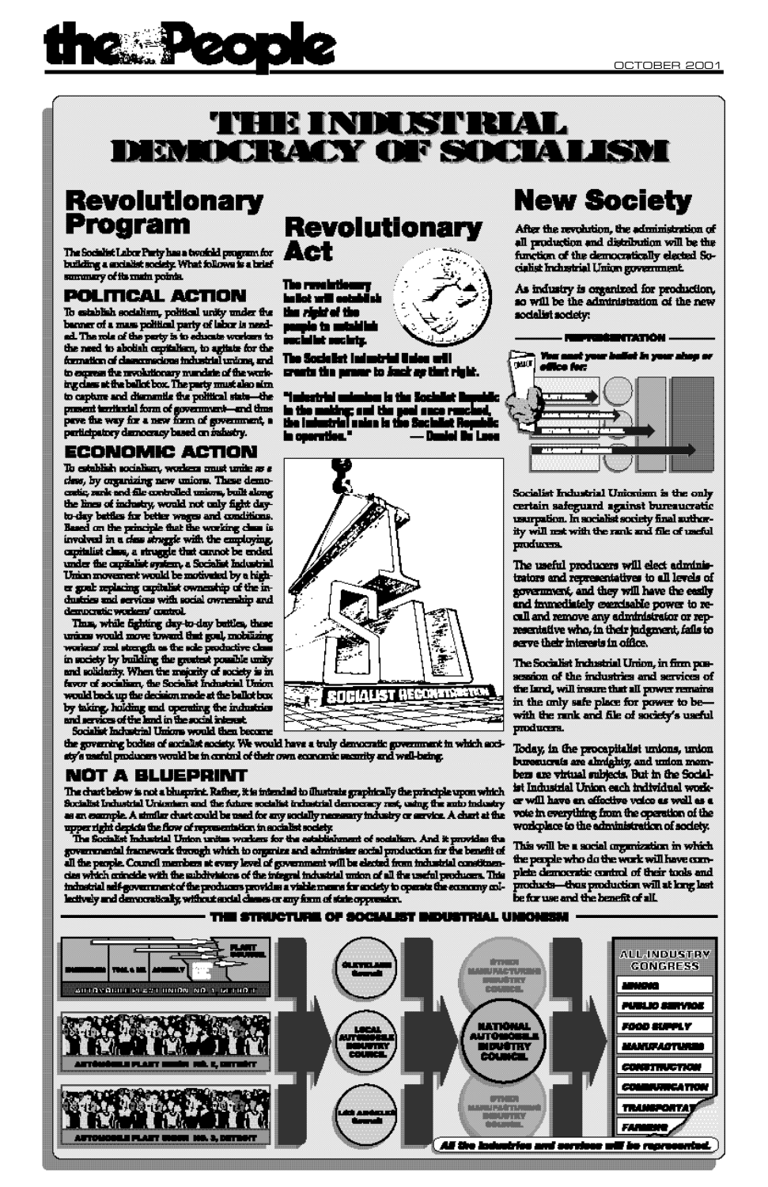# THE INDUSTRIAL DEMOCRACY OF SOCIALISM

## Revolutionary Program

The Socialist Labor Party has a twofold program for building a socialist society. What follows is a brief summary of its main points.

### POLITICAL ACTION

To establish socialism, political unity under the banner of a mass political party of labor is needed. The role of the party is to educate workers to the need to abolish capitalism, to agitate for the formation of classconscious industrial unions, and to express the revolutionary mandate of the working class at the ballot box. The party must also aim to capture and dismantle the political state—the present territorial form of government—and thus pave the way for a new form of government, a participatory democracy based on *industry*.

### ECONOMIC ACTION

To establish socialism, workers must unite *as a class*, by organizing new unions. These democratic, rank and file controlled unions, built along the lines of industry, would not only fight day-to-day battles for better wages and conditions. Based on the principle that the working class is involved in a *class struggle* with the employing, capitalist class, a struggle that cannot be ended under the capitalist system, a Socialist Industrial Union movement would be motivated by a higher goal: replacing capitalist ownership of the industries and services with social ownership and democratic workers' control.

Thus, while fighting day-to-day battles, these unions would move toward that goal, mobilizing workers' real strength as the sole productive class in society by building the greatest possible unity and solidarity. When the majority of society is in favor of socialism, the Socialist Industrial Union would back up the decision made at the ballot box by taking, holding and operating the industries and services of the land in the social interest.

Socialist Industrial Unions would then become the governing bodies of socialist society. We would have a truly democratic government in which society's useful producers would be in control of their own economic security and well-being.

## Revolutionary Act

**The revolutionary ballot will establish the *right* of the people to establish socialist society.**

**The Socialist Industrial Union will create the power to *back up* that right.**

**"Industrial unionism is the Socialist Republic in the making; and the goal once reached, the industrial union is the Socialist Republic in operation." — Daniel De Leon**

SOCIALIST RECONSTRUCTION

## New Society

After the revolution, the administration of all production and distribution will be the function of the democratically elected Socialist Industrial Union government.

As industry is organized for production, so will be the administration of the new socialist society:

REPRESENTATION

*You cast your ballot in your shop or office for:*

BALLOT

Socialist Industrial Unionism is the only certain safeguard against bureaucratic usurpation. In socialist society final authority will rest with the rank and file of useful producers.

The useful producers will elect administrators and representatives to all levels of government, and they will have the easily and immediately exercisable power to recall and remove any administrator or representative who, in their judgment, *fails* to serve their interests in office.

The Socialist Industrial Union, in firm possession of the industries and services of the land, will insure that all power remains in the only safe place for power to be—with the rank and file of society's useful producers.

Today, in the procapitalist unions, union bureaucrats are almighty, and union members are virtual subjects. But in the Socialist Industrial Union each individual worker will have an effective voice as well as a vote in everything from the operation of the workplace to the administration of society.

This will be a social organization in which the people who do the work will have complete democratic control of their tools and products—thus production will at long last be for use and the benefit of all.

### NOT A BLUEPRINT

The chart below is not a blueprint. Rather, it is intended to illustrate graphically the principle upon which Socialist Industrial Unionism and the future socialist industrial democracy rest, using the auto industry as an example. A similar chart could be used for any socially necessary industry or service. A chart at the upper right depicts the flow of representation in socialist society.

The Socialist Industrial Union unites workers for the establishment of socialism. And it provides the governmental framework through which to organize and administer social production for the benefit of all the people. Council members at every level of government will be elected from industrial constituencies which coincide with the subdivisions of the integral industrial union of all the useful producers. This industrial self-government of the producers provides a viable means for society to operate the economy collectively and democratically, without social classes or any form of state oppression.

## THE STRUCTURE OF SOCIALIST INDUSTRIAL UNIONISM

PLANT COUNCIL

ENGINES — TOOL & DIE — ASSEMBLY

AUTOMOBILE PLANT UNION NO. 1, DETROIT

AUTOMOBILE PLANT UNION NO. 2, DETROIT

AUTOMOBILE PLANT UNION NO. 3, DETROIT

CLEVELAND Council

LOCAL AUTOMOBILE INDUSTRY COUNCIL

LOS ANGELES Council

OTHER MANUFACTURING INDUSTRY COUNCIL

NATIONAL AUTOMOBILE INDUSTRY COUNCIL

OTHER MANUFACTURING INDUSTRY COUNCIL

ALL-INDUSTRY CONGRESS

MINING

PUBLIC SERVICE

FOOD SUPPLY

MANUFACTURING

CONSTRUCTION

COMMUNICATION

TRANSPORTATION

FARMING

*All the industries and services will be represented.*